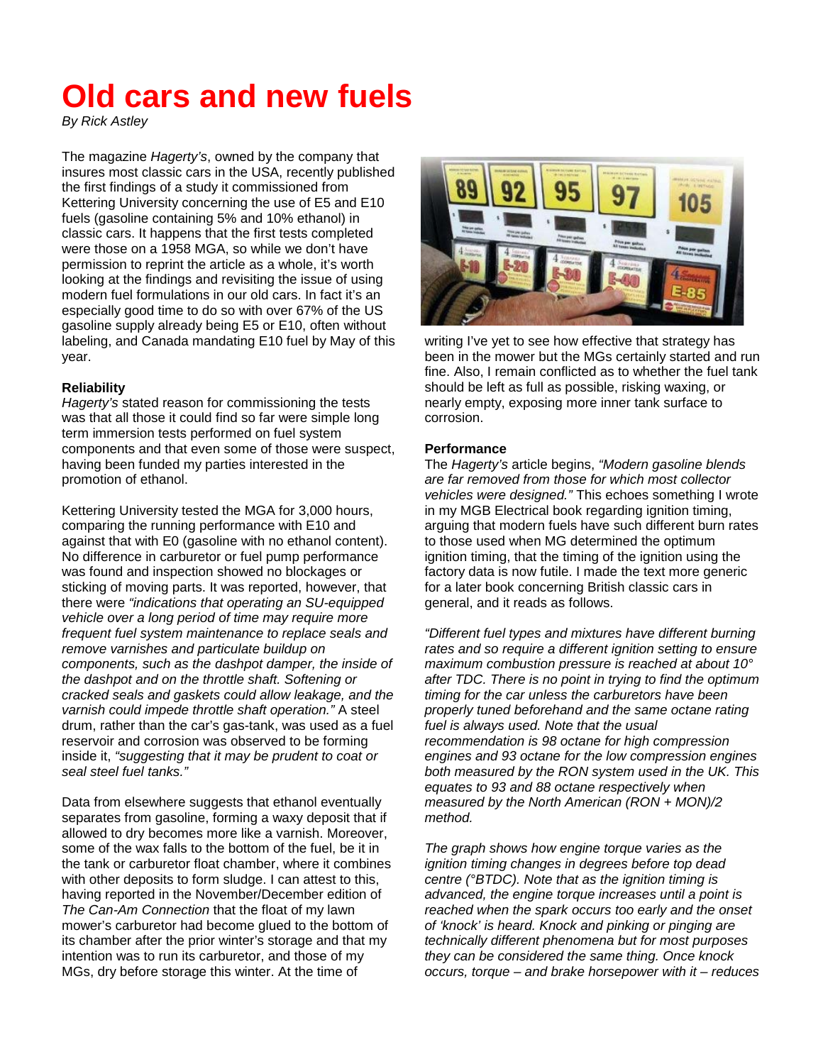# Old cars and new fuels

*By Rick Astley*

The magazine *Hagerty's*, owned by the company that insures most classic cars in the USA, recently published the first findings of a study it commissioned from Kettering University concerning the use of E5 and E10 fuels (gasoline containing 5% and 10% ethanol) in classic cars. It happens that the first tests completed were those on a 1958 MGA, so while we don't have permission to reprint the article as a whole, it's worth looking at the findings and revisiting the issue of using modern fuel formulations in our old cars. In fact it's an especially good time to do so with over 67% of the US gasoline supply already being E5 or E10, often without labeling, and Canada mandating E10 fuel by May of this year.

**Reliability**

*Hagerty's* stated reason for commissioning the tests was that all those it could find so far were simple long term immersion tests performed on fuel system components and that even some of those were suspect, having been funded my parties interested in the promotion of ethanol.

Kettering University tested the MGA for 3,000 hours, comparing the running performance with E10 and against that with E0 (gasoline with no ethanol content). No difference in carburetor or fuel pump performance was found and inspection showed no blockages or sticking of moving parts. It was reported, however, that there were *"indications that operating an SU-equipped vehicle over a long period of time may require more frequent fuel system maintenance to replace seals and remove varnishes and particulate buildup on components, such as the dashpot damper, the inside of the dashpot and on the throttle shaft. Softening or cracked seals and gaskets could allow leakage, and the varnish could impede throttle shaft operation."* A steel drum, rather than the car's gas-tank, was used as a fuel reservoir and corrosion was observed to be forming inside it, *"suggesting that it may be prudent to coat or seal steel fuel tanks."*

Data from elsewhere suggests that ethanol eventually separates from gasoline, forming a waxy deposit that if allowed to dry becomes more like a varnish. Moreover, some of the wax falls to the bottom of the fuel, be it in the tank or carburetor float chamber, where it combines with other deposits to form sludge. I can attest to this, having reported in the November/December edition of *The Can-Am Connection* that the float of my lawn mower's carburetor had become glued to the bottom of its chamber after the prior winter's storage and that my intention was to run its carburetor, and those of my MGs, dry before storage this winter. At the time of writing I've yet to see how effective that strategy has been in the mower but the MGs certainly started and run fine. Also, I remain conflicted as to whether the fuel tank should be left as full as possible, risking waxing, or nearly empty, exposing more inner tank surface to corrosion.

**Performance**

The *Hagerty's* article begins, *"Modern gasoline blends are far removed from those for which most collector vehicles were designed."* This echoes something I wrote in my MGB Electrical book regarding ignition timing, arguing that modern fuels have such different burn rates to those used when MG determined the optimum ignition timing, that the timing of the ignition using the factory data is now futile. I made the text more generic for a later book concerning British classic cars in general, and it reads as follows.

*"Different fuel types and mixtures have different burning rates and so require a different ignition setting to ensure maximum combustion pressure is reached at about 10° after TDC. There is no point in trying to find the optimum timing for the car unless the carburetors have been properly tuned beforehand and the same octane rating fuel is always used. Note that the usual recommendation is 98 octane for high compression engines and 93 octane for the low compression engines both measured by the RON system used in the UK. This equates to 93 and 88 octane respectively when measured by the North American (RON + MON)/2 method.*

*The graph shows how engine torque varies as the ignition timing changes in degrees before top dead centre (°BTDC). Note that as the ignition timing is advanced, the engine torque increases until a point is reached when the spark occurs too early and the onset of 'knock' is heard. Knock and pinking or pinging are technically different phenomena but for most purposes they can be considered the same thing. Once knock occurs, torque – and brake horsepower with it – reduces*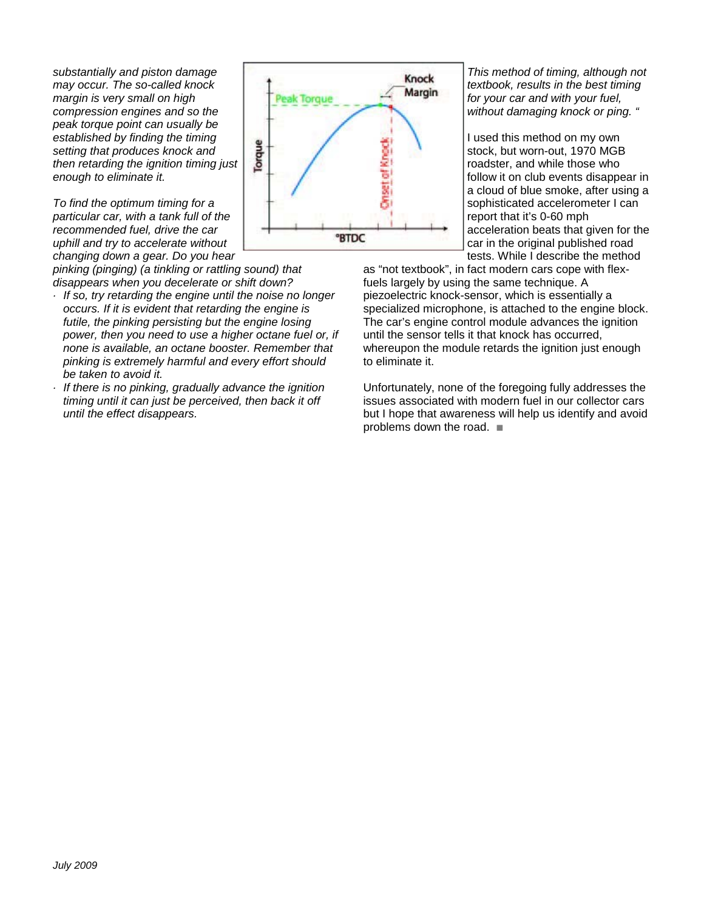*substantially and piston damage may occur. The so-called knock margin is very small on high compression engines and so the peak torque point can usually be established by finding the timing setting that produces knock and then retarding the ignition timing just enough to eliminate it.*

*To find the optimum timing for a particular car, with a tank full of the recommended fuel, drive the car uphill and try to accelerate without changing down a gear. Do you hear pinking (pinging) (a tinkling or rattling sound) that disappears when you decelerate or shift down?*

- *If so, try retarding the engine until the noise no longer occurs. If it is evident that retarding the engine is futile, the pinking persisting but the engine losing power, then you need to use a higher octane fuel or, if none is available, an octane booster. Remember that pinking is extremely harmful and every effort should be taken to avoid it.*
- *If there is no pinking, gradually advance the ignition timing until it can just be perceived, then back it off until the effect disappears.*

Knock Margin
Peak Torque
Torque
Onset of Knock
°BTDC

*This method of timing, although not textbook, results in the best timing for your car and with your fuel, without damaging knock or ping. "*

I used this method on my own stock, but worn-out, 1970 MGB roadster, and while those who follow it on club events disappear in a cloud of blue smoke, after using a sophisticated accelerometer I can report that it's 0-60 mph acceleration beats that given for the car in the original published road tests. While I describe the method as "not textbook", in fact modern cars cope with flex-fuels largely by using the same technique. A piezoelectric knock-sensor, which is essentially a specialized microphone, is attached to the engine block. The car's engine control module advances the ignition until the sensor tells it that knock has occurred, whereupon the module retards the ignition just enough to eliminate it.

Unfortunately, none of the foregoing fully addresses the issues associated with modern fuel in our collector cars but I hope that awareness will help us identify and avoid problems down the road. ■